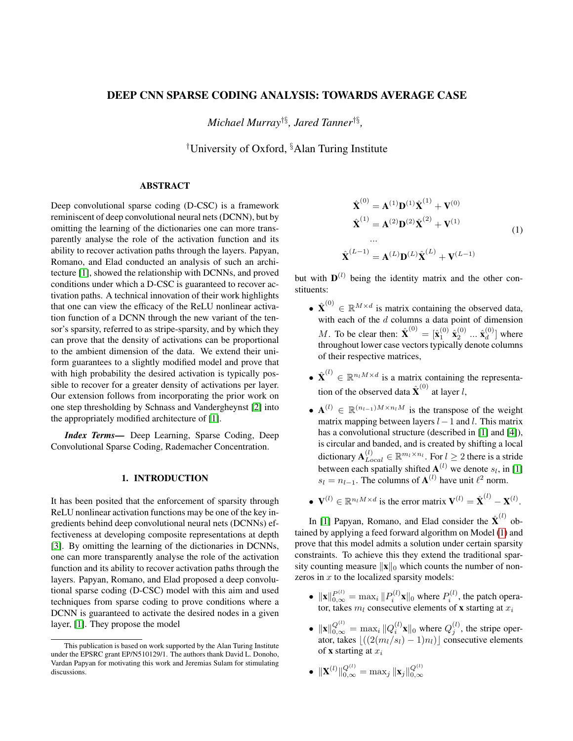# DEEP CNN SPARSE CODING ANALYSIS: TOWARDS AVERAGE CASE

*Michael Murray*[†§], *Jared Tanner*[†§],

[†]University of Oxford, [§]Alan Turing Institute

## ABSTRACT

Deep convolutional sparse coding (D-CSC) is a framework reminiscent of deep convolutional neural nets (DCNN), but by omitting the learning of the dictionaries one can more transparently analyse the role of the activation function and its ability to recover activation paths through the layers. Papyan, Romano, and Elad conducted an analysis of such an architecture [1], showed the relationship with DCNNs, and proved conditions under which a D-CSC is guaranteed to recover activation paths. A technical innovation of their work highlights that one can view the efficacy of the ReLU nonlinear activation function of a DCNN through the new variant of the tensor's sparsity, referred to as stripe-sparsity, and by which they can prove that the density of activations can be proportional to the ambient dimension of the data. We extend their uniform guarantees to a slightly modified model and prove that with high probability the desired activation is typically possible to recover for a greater density of activations per layer. Our extension follows from incorporating the prior work on one step thresholding by Schnass and Vandergheynst [2] into the appropriately modified architecture of [1].

***Index Terms*—** Deep Learning, Sparse Coding, Deep Convolutional Sparse Coding, Rademacher Concentration.

## 1. INTRODUCTION

It has been posited that the enforcement of sparsity through ReLU nonlinear activation functions may be one of the key ingredients behind deep convolutional neural nets (DCNNs) effectiveness at developing composite representations at depth [3]. By omitting the learning of the dictionaries in DCNNs, one can more transparently analyse the role of the activation function and its ability to recover activation paths through the layers. Papyan, Romano, and Elad proposed a deep convolutional sparse coding (D-CSC) model with this aim and used techniques from sparse coding to prove conditions where a DCNN is guaranteed to activate the desired nodes in a given layer, [1]. They propose the model

$$
\begin{aligned}
\hat{\mathbf{X}}^{(0)} &= \mathbf{A}^{(1)}\mathbf{D}^{(1)}\hat{\mathbf{X}}^{(1)} + \mathbf{V}^{(0)} \\
\hat{\mathbf{X}}^{(1)} &= \mathbf{A}^{(2)}\mathbf{D}^{(2)}\hat{\mathbf{X}}^{(2)} + \mathbf{V}^{(1)} \\
&\;\;... \\
\hat{\mathbf{X}}^{(L-1)} &= \mathbf{A}^{(L)}\mathbf{D}^{(L)}\hat{\mathbf{X}}^{(L)} + \mathbf{V}^{(L-1)}
\end{aligned}
\tag{1}
$$

but with $\mathbf{D}^{(l)}$ being the identity matrix and the other constituents:

- $\hat{\mathbf{X}}^{(0)} \in \mathbb{R}^{M \times d}$ is matrix containing the observed data, with each of the $d$ columns a data point of dimension $M$. To be clear then: $\hat{\mathbf{X}}^{(0)} = [\hat{\mathbf{x}}_1^{(0)} \; \hat{\mathbf{x}}_2^{(0)} \; ... \; \hat{\mathbf{x}}_d^{(0)}]$ where throughout lower case vectors typically denote columns of their respective matrices,
- $\hat{\mathbf{X}}^{(l)} \in \mathbb{R}^{n_l M \times d}$ is a matrix containing the representation of the observed data $\hat{\mathbf{X}}^{(0)}$ at layer $l$,
- $\mathbf{A}^{(l)} \in \mathbb{R}^{(n_{l-1})M \times n_l M}$ is the transpose of the weight matrix mapping between layers $l-1$ and $l$. This matrix has a convolutional structure (described in [1] and [4]), is circular and banded, and is created by shifting a local dictionary $\mathbf{A}_{Local}^{(l)} \in \mathbb{R}^{m_l \times n_l}$. For $l \geq 2$ there is a stride between each spatially shifted $\mathbf{A}^{(l)}$ we denote $s_l$, in [1] $s_l = n_{l-1}$. The columns of $\mathbf{A}^{(l)}$ have unit $\ell^2$ norm.
- $\mathbf{V}^{(l)} \in \mathbb{R}^{n_l M \times d}$ is the error matrix $\mathbf{V}^{(l)} = \hat{\mathbf{X}}^{(l)} - \mathbf{X}^{(l)}$.

In [1] Papyan, Romano, and Elad consider the $\hat{\mathbf{X}}^{(l)}$ obtained by applying a feed forward algorithm on Model (1) and prove that this model admits a solution under certain sparsity constraints. To achieve this they extend the traditional sparsity counting measure $\|\mathbf{x}\|_0$ which counts the number of nonzeros in $x$ to the localized sparsity models:

- $\|\mathbf{x}\|_{0,\infty}^{P^{(l)}} = \max_i \|P_i^{(l)}\mathbf{x}\|_0$ where $P_i^{(l)}$, the patch operator, takes $m_l$ consecutive elements of $\mathbf{x}$ starting at $x_i$
- $\|\mathbf{x}\|_{0,\infty}^{Q^{(l)}} = \max_i \|Q_i^{(l)}\mathbf{x}\|_0$ where $Q_j^{(l)}$, the stripe operator, takes $\lfloor((2(m_l/s_l)-1)n_l)\rfloor$ consecutive elements of $\mathbf{x}$ starting at $x_i$
- $\|\mathbf{X}^{(l)}\|_{0,\infty}^{Q^{(l)}} = \max_j \|\mathbf{x}_j\|_{0,\infty}^{Q^{(l)}}$

This publication is based on work supported by the Alan Turing Institute under the EPSRC grant EP/N510129/1. The authors thank David L. Donoho, Vardan Papyan for motivating this work and Jeremias Sulam for stimulating discussions.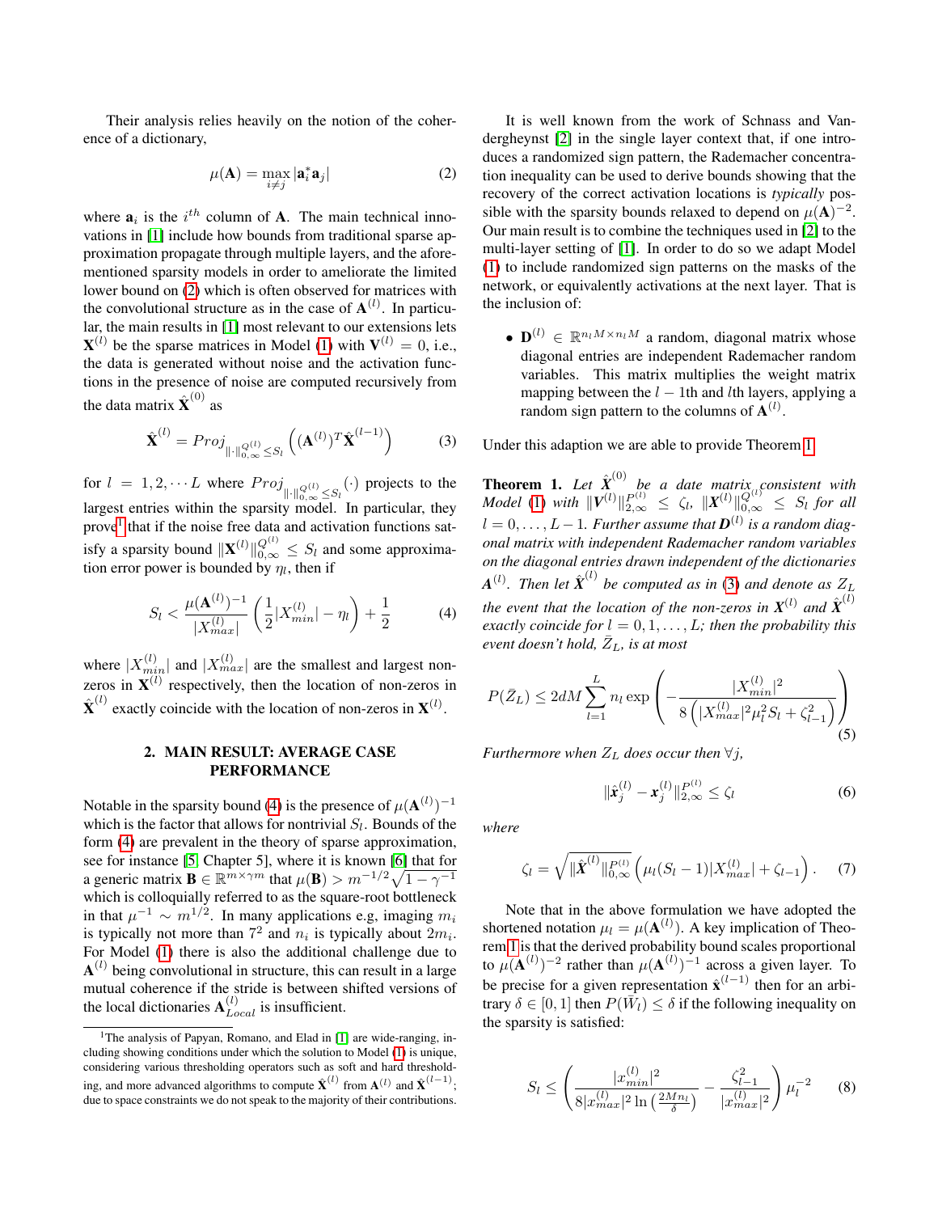Their analysis relies heavily on the notion of the coherence of a dictionary,

$$\mu(\mathbf{A}) = \max_{i \neq j} |\mathbf{a}_i^* \mathbf{a}_j| \tag{2}$$

where $\mathbf{a}_i$ is the $i^{th}$ column of $\mathbf{A}$. The main technical innovations in [1] include how bounds from traditional sparse approximation propagate through multiple layers, and the aforementioned sparsity models in order to ameliorate the limited lower bound on (2) which is often observed for matrices with the convolutional structure as in the case of $\mathbf{A}^{(l)}$. In particular, the main results in [1] most relevant to our extensions lets $\mathbf{X}^{(l)}$ be the sparse matrices in Model (1) with $\mathbf{V}^{(l)} = 0$, i.e., the data is generated without noise and the activation functions in the presence of noise are computed recursively from the data matrix $\hat{\mathbf{X}}^{(0)}$ as

$$\hat{\mathbf{X}}^{(l)} = Proj_{\|\cdot\|_{0,\infty}^{Q^{(l)}} \leq S_l} \left( (\mathbf{A}^{(l)})^T \hat{\mathbf{X}}^{(l-1)} \right) \tag{3}$$

for $l = 1, 2, \cdots L$ where $Proj_{\|\cdot\|_{0,\infty}^{Q^{(l)}} \leq S_l}(\cdot)$ projects to the largest entries within the sparsity model. In particular, they prove[1] that if the noise free data and activation functions satisfy a sparsity bound $\|\mathbf{X}^{(l)}\|_{0,\infty}^{Q^{(l)}} \leq S_l$ and some approximation error power is bounded by $\eta_l$, then if

$$S_l < \frac{\mu(\mathbf{A}^{(l)})^{-1}}{|X_{max}^{(l)}|} \left( \frac{1}{2} |X_{min}^{(l)}| - \eta_l \right) + \frac{1}{2} \tag{4}$$

where $|X_{min}^{(l)}|$ and $|X_{max}^{(l)}|$ are the smallest and largest nonzeros in $\mathbf{X}^{(l)}$ respectively, then the location of non-zeros in $\hat{\mathbf{X}}^{(l)}$ exactly coincide with the location of non-zeros in $\mathbf{X}^{(l)}$.

## 2. MAIN RESULT: AVERAGE CASE PERFORMANCE

Notable in the sparsity bound (4) is the presence of $\mu(\mathbf{A}^{(l)})^{-1}$ which is the factor that allows for nontrivial $S_l$. Bounds of the form (4) are prevalent in the theory of sparse approximation, see for instance [5, Chapter 5], where it is known [6] that for a generic matrix $\mathbf{B} \in \mathbb{R}^{m \times \gamma m}$ that $\mu(\mathbf{B}) > m^{-1/2}\sqrt{1 - \gamma^{-1}}$ which is colloquially referred to as the square-root bottleneck in that $\mu^{-1} \sim m^{1/2}$. In many applications e.g, imaging $m_i$ is typically not more than $7^2$ and $n_i$ is typically about $2m_i$. For Model (1) there is also the additional challenge due to $\mathbf{A}^{(l)}$ being convolutional in structure, this can result in a large mutual coherence if the stride is between shifted versions of the local dictionaries $\mathbf{A}_{Local}^{(l)}$ is insufficient.

[1] The analysis of Papyan, Romano, and Elad in [1] are wide-ranging, including showing conditions under which the solution to Model (1) is unique, considering various thresholding operators such as soft and hard thresholding, and more advanced algorithms to compute $\hat{\mathbf{X}}^{(l)}$ from $\mathbf{A}^{(l)}$ and $\hat{\mathbf{X}}^{(l-1)}$; due to space constraints we do not speak to the majority of their contributions.

It is well known from the work of Schnass and Vandergheynst [2] in the single layer context that, if one introduces a randomized sign pattern, the Rademacher concentration inequality can be used to derive bounds showing that the recovery of the correct activation locations is *typically* possible with the sparsity bounds relaxed to depend on $\mu(\mathbf{A})^{-2}$. Our main result is to combine the techniques used in [2] to the multi-layer setting of [1]. In order to do so we adapt Model (1) to include randomized sign patterns on the masks of the network, or equivalently activations at the next layer. That is the inclusion of:

- $\mathbf{D}^{(l)} \in \mathbb{R}^{n_l M \times n_l M}$ a random, diagonal matrix whose diagonal entries are independent Rademacher random variables. This matrix multiplies the weight matrix mapping between the $l - 1$th and $l$th layers, applying a random sign pattern to the columns of $\mathbf{A}^{(l)}$.

Under this adaption we are able to provide Theorem 1.

**Theorem 1.** *Let $\hat{\boldsymbol{X}}^{(0)}$ be a date matrix consistent with Model (1) with $\|\boldsymbol{V}^{(l)}\|_{2,\infty}^{P^{(l)}} \leq \zeta_l$, $\|\boldsymbol{X}^{(l)}\|_{0,\infty}^{Q^{(l)}} \leq S_l$ for all $l = 0, \ldots, L-1$. Further assume that $\boldsymbol{D}^{(l)}$ is a random diagonal matrix with independent Rademacher random variables on the diagonal entries drawn independent of the dictionaries $\boldsymbol{A}^{(l)}$. Then let $\hat{\boldsymbol{X}}^{(l)}$ be computed as in (3) and denote as $Z_L$ the event that the location of the non-zeros in $\boldsymbol{X}^{(l)}$ and $\hat{\boldsymbol{X}}^{(l)}$ exactly coincide for $l = 0, 1, \ldots, L$; then the probability this event doesn't hold, $\bar{Z}_L$, is at most*

$$P(\bar{Z}_L) \leq 2dM \sum_{l=1}^{L} n_l \exp\left( -\frac{|X_{min}^{(l)}|^2}{8\left( |X_{max}^{(l)}|^2 \mu_l^2 S_l + \zeta_{l-1}^2 \right)} \right) \tag{5}$$

*Furthermore when $Z_L$ does occur then $\forall j$,*

$$\|\hat{\boldsymbol{x}}_j^{(l)} - \boldsymbol{x}_j^{(l)}\|_{2,\infty}^{P^{(l)}} \leq \zeta_l \tag{6}$$

*where*

$$\zeta_l = \sqrt{\|\hat{\boldsymbol{X}}^{(l)}\|_{0,\infty}^{P^{(l)}}} \left( \mu_l (S_l - 1) |X_{max}^{(l)}| + \zeta_{l-1} \right). \tag{7}$$

Note that in the above formulation we have adopted the shortened notation $\mu_l = \mu(\mathbf{A}^{(l)})$. A key implication of Theorem 1 is that the derived probability bound scales proportional to $\mu(\mathbf{A}^{(l)})^{-2}$ rather than $\mu(\mathbf{A}^{(l)})^{-1}$ across a given layer. To be precise for a given representation $\hat{\mathbf{x}}^{(l-1)}$ then for an arbitrary $\delta \in [0, 1]$ then $P(\bar{W}_l) \leq \delta$ if the following inequality on the sparsity is satisfied:

$$S_l \leq \left( \frac{|x_{min}^{(l)}|^2}{8|x_{max}^{(l)}|^2 \ln\left(\frac{2Mn_l}{\delta}\right)} - \frac{\zeta_{l-1}^2}{|x_{max}^{(l)}|^2} \right) \mu_l^{-2} \tag{8}$$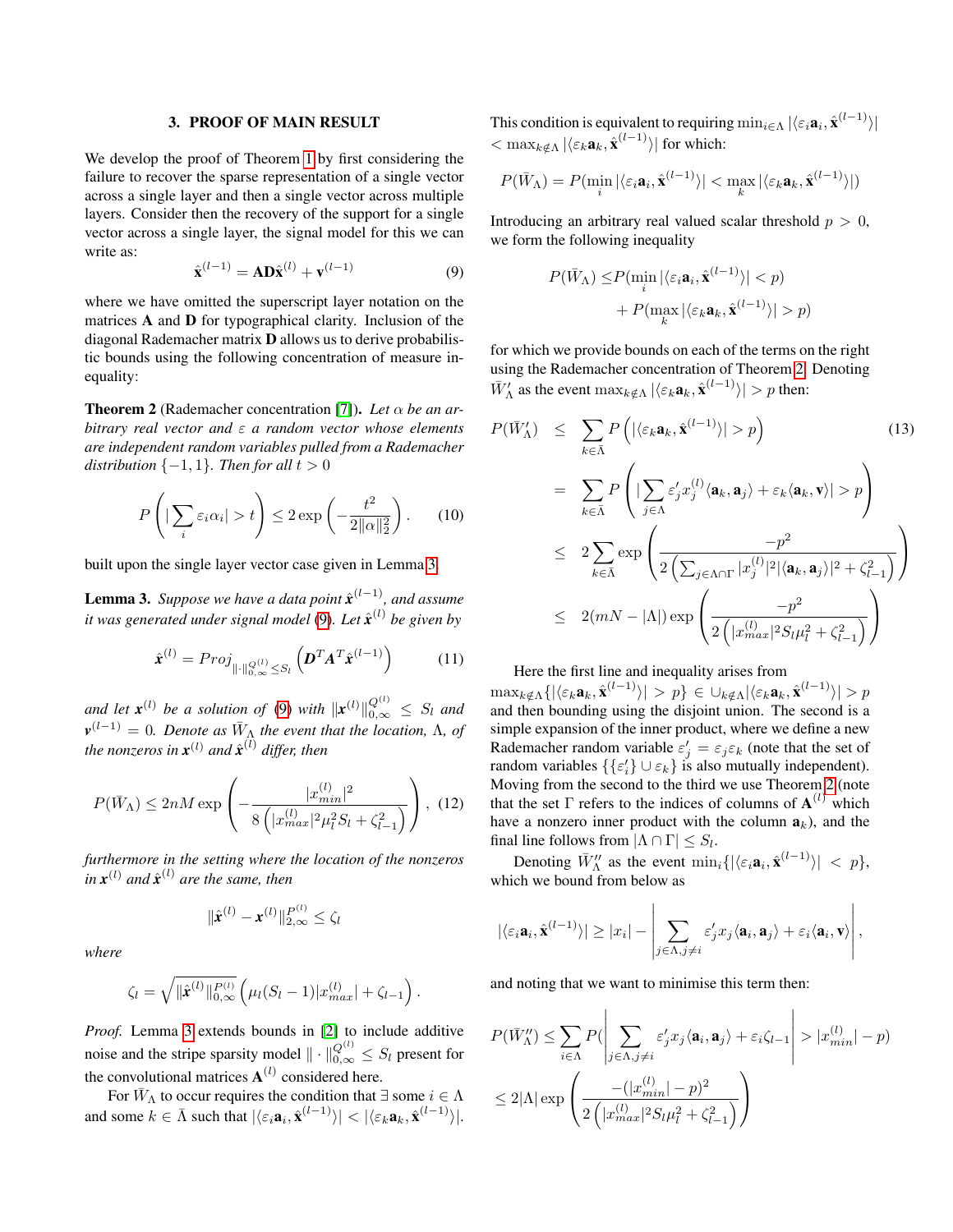## 3. PROOF OF MAIN RESULT

We develop the proof of Theorem 1 by first considering the failure to recover the sparse representation of a single vector across a single layer and then a single vector across multiple layers. Consider then the recovery of the support for a single vector across a single layer, the signal model for this we can write as:

$$\hat{\mathbf{x}}^{(l-1)} = \mathbf{A}\mathbf{D}\hat{\mathbf{x}}^{(l)} + \mathbf{v}^{(l-1)} \tag{9}$$

where we have omitted the superscript layer notation on the matrices $\mathbf{A}$ and $\mathbf{D}$ for typographical clarity. Inclusion of the diagonal Rademacher matrix $\mathbf{D}$ allows us to derive probabilistic bounds using the following concentration of measure inequality:

**Theorem 2** (Rademacher concentration [7]). *Let $\alpha$ be an arbitrary real vector and $\varepsilon$ a random vector whose elements are independent random variables pulled from a Rademacher distribution $\{-1, 1\}$. Then for all $t > 0$*

$$P\left(|\sum_i \varepsilon_i \alpha_i| > t\right) \le 2\exp\left(-\frac{t^2}{2\|\alpha\|_2^2}\right). \tag{10}$$

built upon the single layer vector case given in Lemma 3.

**Lemma 3.** *Suppose we have a data point $\hat{\mathbf{x}}^{(l-1)}$, and assume it was generated under signal model (9). Let $\hat{\boldsymbol{x}}^{(l)}$ be given by*

$$\hat{\boldsymbol{x}}^{(l)} = Proj_{\|\cdot\|_{0,\infty}^{Q^{(l)}} \le S_l}\left(\boldsymbol{D}^T\boldsymbol{A}^T\hat{\boldsymbol{x}}^{(l-1)}\right) \tag{11}$$

*and let $\boldsymbol{x}^{(l)}$ be a solution of (9) with $\|\boldsymbol{x}^{(l)}\|_{0,\infty}^{Q^{(l)}} \le S_l$ and $\boldsymbol{v}^{(l-1)} = 0$. Denote as $\bar{W}_\Lambda$ the event that the location, $\Lambda$, of the nonzeros in $\boldsymbol{x}^{(l)}$ and $\hat{\boldsymbol{x}}^{(l)}$ differ, then*

$$P(\bar{W}_\Lambda) \le 2nM\exp\left(-\frac{|x_{min}^{(l)}|^2}{8\left(|x_{max}^{(l)}|^2\mu_l^2 S_l + \zeta_{l-1}^2\right)}\right), \tag{12}$$

*furthermore in the setting where the location of the nonzeros in $\boldsymbol{x}^{(l)}$ and $\hat{\boldsymbol{x}}^{(l)}$ are the same, then*

$$\|\hat{\boldsymbol{x}}^{(l)} - \boldsymbol{x}^{(l)}\|_{2,\infty}^{P^{(l)}} \le \zeta_l$$

*where*

$$\zeta_l = \sqrt{\|\hat{\boldsymbol{x}}^{(l)}\|_{0,\infty}^{P^{(l)}}}\left(\mu_l(S_l - 1)|x_{max}^{(l)}| + \zeta_{l-1}\right).$$

*Proof.* Lemma 3 extends bounds in [2] to include additive noise and the stripe sparsity model $\|\cdot\|_{0,\infty}^{Q^{(l)}} \le S_l$ present for the convolutional matrices $\mathbf{A}^{(l)}$ considered here.

For $\bar{W}_\Lambda$ to occur requires the condition that $\exists$ some $i \in \Lambda$ and some $k \in \bar{\Lambda}$ such that $|\langle \varepsilon_i \mathbf{a}_i, \hat{\mathbf{x}}^{(l-1)}\rangle| < |\langle \varepsilon_k \mathbf{a}_k, \hat{\mathbf{x}}^{(l-1)}\rangle|$. This condition is equivalent to requiring $\min_{i\in\Lambda}|\langle \varepsilon_i \mathbf{a}_i, \hat{\mathbf{x}}^{(l-1)}\rangle| < \max_{k\notin\Lambda}|\langle \varepsilon_k \mathbf{a}_k, \hat{\mathbf{x}}^{(l-1)}\rangle|$ for which:

$$P(\bar{W}_\Lambda) = P(\min_i |\langle \varepsilon_i \mathbf{a}_i, \hat{\mathbf{x}}^{(l-1)}\rangle| < \max_k |\langle \varepsilon_k \mathbf{a}_k, \hat{\mathbf{x}}^{(l-1)}\rangle|)$$

Introducing an arbitrary real valued scalar threshold $p > 0$, we form the following inequality

$$\begin{aligned} P(\bar{W}_\Lambda) \le & P(\min_i |\langle \varepsilon_i \mathbf{a}_i, \hat{\mathbf{x}}^{(l-1)}\rangle| < p) \\ & + P(\max_k |\langle \varepsilon_k \mathbf{a}_k, \hat{\mathbf{x}}^{(l-1)}\rangle| > p) \end{aligned}$$

for which we provide bounds on each of the terms on the right using the Rademacher concentration of Theorem 2. Denoting $\bar{W}'_\Lambda$ as the event $\max_{k\notin\Lambda}|\langle \varepsilon_k \mathbf{a}_k, \hat{\mathbf{x}}^{(l-1)}\rangle| > p$ then:

$$\begin{aligned} P(\bar{W}'_\Lambda) &\le \sum_{k\in\bar{\Lambda}} P\left(|\langle \varepsilon_k \mathbf{a}_k, \hat{\mathbf{x}}^{(l-1)}\rangle| > p\right) \\ &= \sum_{k\in\bar{\Lambda}} P\left(|\sum_{j\in\Lambda} \varepsilon'_j x_j^{(l)}\langle \mathbf{a}_k, \mathbf{a}_j\rangle + \varepsilon_k\langle \mathbf{a}_k, \mathbf{v}\rangle| > p\right) \\ &\le 2\sum_{k\in\bar{\Lambda}} \exp\left(\frac{-p^2}{2\left(\sum_{j\in\Lambda\cap\Gamma}|x_j^{(l)}|^2|\langle \mathbf{a}_k, \mathbf{a}_j\rangle|^2 + \zeta_{l-1}^2\right)}\right) \\ &\le 2(mN - |\Lambda|)\exp\left(\frac{-p^2}{2\left(|x_{max}^{(l)}|^2 S_l\mu_l^2 + \zeta_{l-1}^2\right)}\right) \end{aligned} \tag{13}$$

Here the first line and inequality arises from $\max_{k\notin\Lambda}\{|\langle \varepsilon_k \mathbf{a}_k, \hat{\mathbf{x}}^{(l-1)}\rangle| > p\} \in \cup_{k\notin\Lambda}|\langle \varepsilon_k \mathbf{a}_k, \hat{\mathbf{x}}^{(l-1)}\rangle| > p$ and then bounding using the disjoint union. The second is a simple expansion of the inner product, where we define a new Rademacher random variable $\varepsilon'_j = \varepsilon_j\varepsilon_k$ (note that the set of random variables $\{\{\varepsilon'_i\} \cup \varepsilon_k\}$ is also mutually independent). Moving from the second to the third we use Theorem 2 (note that the set $\Gamma$ refers to the indices of columns of $\mathbf{A}^{(l)}$ which have a nonzero inner product with the column $\mathbf{a}_k$), and the final line follows from $|\Lambda \cap \Gamma| \le S_l$.

Denoting $\bar{W}''_\Lambda$ as the event $\min_i\{|\langle \varepsilon_i \mathbf{a}_i, \hat{\mathbf{x}}^{(l-1)}\rangle| < p\}$, which we bound from below as

$$|\langle \varepsilon_i \mathbf{a}_i, \hat{\mathbf{x}}^{(l-1)}\rangle| \ge |x_i| - \left|\sum_{j\in\Lambda, j\neq i} \varepsilon'_j x_j\langle \mathbf{a}_i, \mathbf{a}_j\rangle + \varepsilon_i\langle \mathbf{a}_i, \mathbf{v}\rangle\right|,$$

and noting that we want to minimise this term then:

$$\begin{aligned} P(\bar{W}''_\Lambda) &\le \sum_{i\in\Lambda} P(\left|\sum_{j\in\Lambda, j\neq i} \varepsilon'_j x_j\langle \mathbf{a}_i, \mathbf{a}_j\rangle + \varepsilon_i\zeta_{l-1}\right| > |x_{min}^{(l)}| - p) \\ &\le 2|\Lambda|\exp\left(\frac{-(|x_{min}^{(l)}| - p)^2}{2\left(|x_{max}^{(l)}|^2 S_l\mu_l^2 + \zeta_{l-1}^2\right)}\right) \end{aligned}$$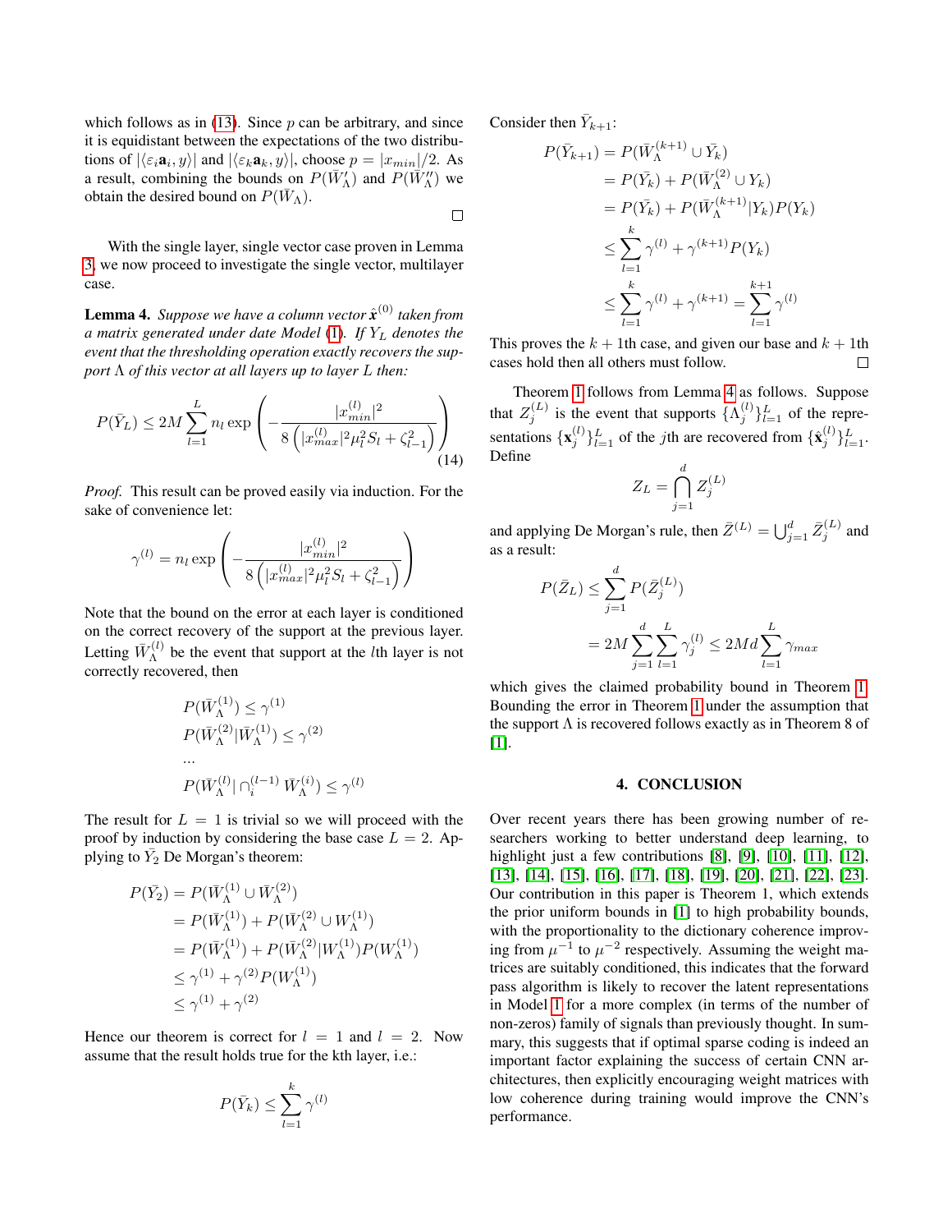which follows as in (13). Since $p$ can be arbitrary, and since it is equidistant between the expectations of the two distributions of $|\langle \varepsilon_i \mathbf{a}_i, y \rangle|$ and $|\langle \varepsilon_k \mathbf{a}_k, y \rangle|$, choose $p = |x_{min}|/2$. As a result, combining the bounds on $P(\bar{W}'_\Lambda)$ and $P(\bar{W}''_\Lambda)$ we obtain the desired bound on $P(\bar{W}_\Lambda)$.

□

With the single layer, single vector case proven in Lemma 3, we now proceed to investigate the single vector, multilayer case.

**Lemma 4.** *Suppose we have a column vector $\hat{\mathbf{x}}^{(0)}$ taken from a matrix generated under date Model (1). If $Y_L$ denotes the event that the thresholding operation exactly recovers the support $\Lambda$ of this vector at all layers up to layer $L$ then:*

$$P(\bar{Y}_L) \leq 2M \sum_{l=1}^{L} n_l \exp\left( -\frac{|x_{min}^{(l)}|^2}{8\left( |x_{max}^{(l)}|^2 \mu_l^2 S_l + \zeta_{l-1}^2 \right)} \right) \tag{14}$$

*Proof.* This result can be proved easily via induction. For the sake of convenience let:

$$\gamma^{(l)} = n_l \exp\left( -\frac{|x_{min}^{(l)}|^2}{8\left( |x_{max}^{(l)}|^2 \mu_l^2 S_l + \zeta_{l-1}^2 \right)} \right)$$

Note that the bound on the error at each layer is conditioned on the correct recovery of the support at the previous layer. Letting $\bar{W}_\Lambda^{(l)}$ be the event that support at the $l$th layer is not correctly recovered, then

$$P(\bar{W}_\Lambda^{(1)}) \leq \gamma^{(1)}$$
$$P(\bar{W}_\Lambda^{(2)} | \bar{W}_\Lambda^{(1)}) \leq \gamma^{(2)}$$
$$\ldots$$
$$P(\bar{W}_\Lambda^{(l)} | \cap_i^{(l-1)} \bar{W}_\Lambda^{(i)}) \leq \gamma^{(l)}$$

The result for $L = 1$ is trivial so we will proceed with the proof by induction by considering the base case $L = 2$. Applying to $\bar{Y}_2$ De Morgan's theorem:

$$\begin{aligned}
P(\bar{Y}_2) &= P(\bar{W}_\Lambda^{(1)} \cup \bar{W}_\Lambda^{(2)}) \\
&= P(\bar{W}_\Lambda^{(1)}) + P(\bar{W}_\Lambda^{(2)} \cup W_\Lambda^{(1)}) \\
&= P(\bar{W}_\Lambda^{(1)}) + P(\bar{W}_\Lambda^{(2)} | W_\Lambda^{(1)}) P(W_\Lambda^{(1)}) \\
&\leq \gamma^{(1)} + \gamma^{(2)} P(W_\Lambda^{(1)}) \\
&\leq \gamma^{(1)} + \gamma^{(2)}
\end{aligned}$$

Hence our theorem is correct for $l = 1$ and $l = 2$. Now assume that the result holds true for the kth layer, i.e.:

$$P(\bar{Y}_k) \leq \sum_{l=1}^{k} \gamma^{(l)}$$

Consider then $\bar{Y}_{k+1}$:

$$\begin{aligned}
P(\bar{Y}_{k+1}) &= P(\bar{W}_\Lambda^{(k+1)} \cup \bar{Y}_k) \\
&= P(\bar{Y}_k) + P(\bar{W}_\Lambda^{(2)} \cup Y_k) \\
&= P(\bar{Y}_k) + P(\bar{W}_\Lambda^{(k+1)} | Y_k) P(Y_k) \\
&\leq \sum_{l=1}^{k} \gamma^{(l)} + \gamma^{(k+1)} P(Y_k) \\
&\leq \sum_{l=1}^{k} \gamma^{(l)} + \gamma^{(k+1)} = \sum_{l=1}^{k+1} \gamma^{(l)}
\end{aligned}$$

This proves the $k+1$th case, and given our base and $k+1$th cases hold then all others must follow. □

Theorem 1 follows from Lemma 4 as follows. Suppose that $Z_j^{(L)}$ is the event that supports $\{\Lambda_j^{(l)}\}_{l=1}^{L}$ of the representations $\{\mathbf{x}_j^{(l)}\}_{l=1}^{L}$ of the $j$th are recovered from $\{\hat{\mathbf{x}}_j^{(l)}\}_{l=1}^{L}$. Define

$$Z_L = \bigcap_{j=1}^{d} Z_j^{(L)}$$

and applying De Morgan's rule, then $\bar{Z}^{(L)} = \bigcup_{j=1}^{d} \bar{Z}_j^{(L)}$ and as a result:

$$\begin{aligned}
P(\bar{Z}_L) &\leq \sum_{j=1}^{d} P(\bar{Z}_j^{(L)}) \\
&= 2M \sum_{j=1}^{d} \sum_{l=1}^{L} \gamma_j^{(l)} \leq 2Md \sum_{l=1}^{L} \gamma_{max}
\end{aligned}$$

which gives the claimed probability bound in Theorem 1. Bounding the error in Theorem 1 under the assumption that the support $\Lambda$ is recovered follows exactly as in Theorem 8 of [1].

## 4. CONCLUSION

Over recent years there has been growing number of researchers working to better understand deep learning, to highlight just a few contributions [8], [9], [10], [11], [12], [13], [14], [15], [16], [17], [18], [19], [20], [21], [22], [23]. Our contribution in this paper is Theorem 1, which extends the prior uniform bounds in [1] to high probability bounds, with the proportionality to the dictionary coherence improving from $\mu^{-1}$ to $\mu^{-2}$ respectively. Assuming the weight matrices are suitably conditioned, this indicates that the forward pass algorithm is likely to recover the latent representations in Model 1 for a more complex (in terms of the number of non-zeros) family of signals than previously thought. In summary, this suggests that if optimal sparse coding is indeed an important factor explaining the success of certain CNN architectures, then explicitly encouraging weight matrices with low coherence during training would improve the CNN's performance.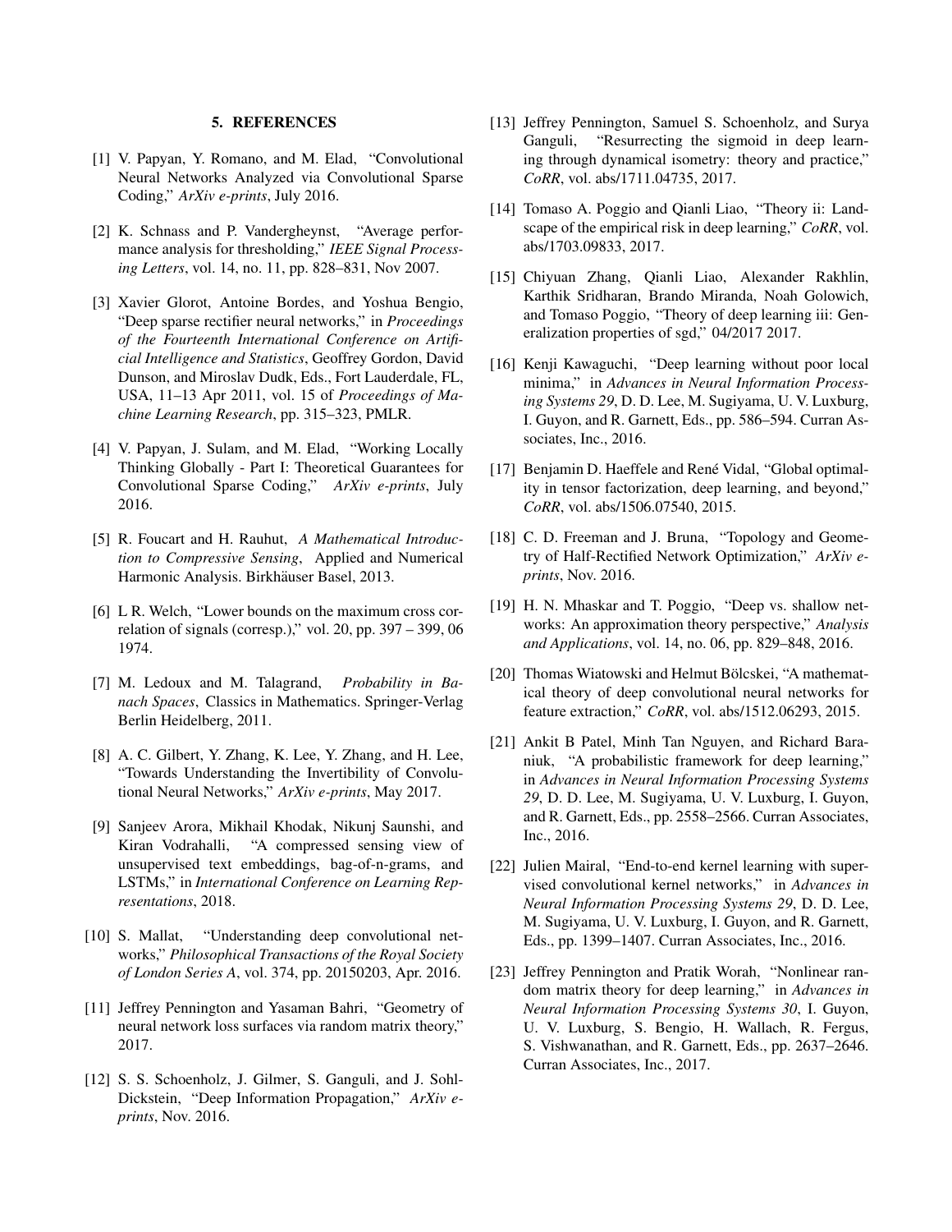## 5. REFERENCES

[1] V. Papyan, Y. Romano, and M. Elad, "Convolutional Neural Networks Analyzed via Convolutional Sparse Coding," *ArXiv e-prints*, July 2016.

[2] K. Schnass and P. Vandergheynst, "Average performance analysis for thresholding," *IEEE Signal Processing Letters*, vol. 14, no. 11, pp. 828–831, Nov 2007.

[3] Xavier Glorot, Antoine Bordes, and Yoshua Bengio, "Deep sparse rectifier neural networks," in *Proceedings of the Fourteenth International Conference on Artificial Intelligence and Statistics*, Geoffrey Gordon, David Dunson, and Miroslav Dudk, Eds., Fort Lauderdale, FL, USA, 11–13 Apr 2011, vol. 15 of *Proceedings of Machine Learning Research*, pp. 315–323, PMLR.

[4] V. Papyan, J. Sulam, and M. Elad, "Working Locally Thinking Globally - Part I: Theoretical Guarantees for Convolutional Sparse Coding," *ArXiv e-prints*, July 2016.

[5] R. Foucart and H. Rauhut, *A Mathematical Introduction to Compressive Sensing*, Applied and Numerical Harmonic Analysis. Birkhäuser Basel, 2013.

[6] L R. Welch, "Lower bounds on the maximum cross correlation of signals (corresp.)," vol. 20, pp. 397 – 399, 06 1974.

[7] M. Ledoux and M. Talagrand, *Probability in Banach Spaces*, Classics in Mathematics. Springer-Verlag Berlin Heidelberg, 2011.

[8] A. C. Gilbert, Y. Zhang, K. Lee, Y. Zhang, and H. Lee, "Towards Understanding the Invertibility of Convolutional Neural Networks," *ArXiv e-prints*, May 2017.

[9] Sanjeev Arora, Mikhail Khodak, Nikunj Saunshi, and Kiran Vodrahalli, "A compressed sensing view of unsupervised text embeddings, bag-of-n-grams, and LSTMs," in *International Conference on Learning Representations*, 2018.

[10] S. Mallat, "Understanding deep convolutional networks," *Philosophical Transactions of the Royal Society of London Series A*, vol. 374, pp. 20150203, Apr. 2016.

[11] Jeffrey Pennington and Yasaman Bahri, "Geometry of neural network loss surfaces via random matrix theory," 2017.

[12] S. S. Schoenholz, J. Gilmer, S. Ganguli, and J. Sohl-Dickstein, "Deep Information Propagation," *ArXiv e-prints*, Nov. 2016.

[13] Jeffrey Pennington, Samuel S. Schoenholz, and Surya Ganguli, "Resurrecting the sigmoid in deep learning through dynamical isometry: theory and practice," *CoRR*, vol. abs/1711.04735, 2017.

[14] Tomaso A. Poggio and Qianli Liao, "Theory ii: Landscape of the empirical risk in deep learning," *CoRR*, vol. abs/1703.09833, 2017.

[15] Chiyuan Zhang, Qianli Liao, Alexander Rakhlin, Karthik Sridharan, Brando Miranda, Noah Golowich, and Tomaso Poggio, "Theory of deep learning iii: Generalization properties of sgd," 04/2017 2017.

[16] Kenji Kawaguchi, "Deep learning without poor local minima," in *Advances in Neural Information Processing Systems 29*, D. D. Lee, M. Sugiyama, U. V. Luxburg, I. Guyon, and R. Garnett, Eds., pp. 586–594. Curran Associates, Inc., 2016.

[17] Benjamin D. Haeffele and René Vidal, "Global optimality in tensor factorization, deep learning, and beyond," *CoRR*, vol. abs/1506.07540, 2015.

[18] C. D. Freeman and J. Bruna, "Topology and Geometry of Half-Rectified Network Optimization," *ArXiv e-prints*, Nov. 2016.

[19] H. N. Mhaskar and T. Poggio, "Deep vs. shallow networks: An approximation theory perspective," *Analysis and Applications*, vol. 14, no. 06, pp. 829–848, 2016.

[20] Thomas Wiatowski and Helmut Bölcskei, "A mathematical theory of deep convolutional neural networks for feature extraction," *CoRR*, vol. abs/1512.06293, 2015.

[21] Ankit B Patel, Minh Tan Nguyen, and Richard Baraniuk, "A probabilistic framework for deep learning," in *Advances in Neural Information Processing Systems 29*, D. D. Lee, M. Sugiyama, U. V. Luxburg, I. Guyon, and R. Garnett, Eds., pp. 2558–2566. Curran Associates, Inc., 2016.

[22] Julien Mairal, "End-to-end kernel learning with supervised convolutional kernel networks," in *Advances in Neural Information Processing Systems 29*, D. D. Lee, M. Sugiyama, U. V. Luxburg, I. Guyon, and R. Garnett, Eds., pp. 1399–1407. Curran Associates, Inc., 2016.

[23] Jeffrey Pennington and Pratik Worah, "Nonlinear random matrix theory for deep learning," in *Advances in Neural Information Processing Systems 30*, I. Guyon, U. V. Luxburg, S. Bengio, H. Wallach, R. Fergus, S. Vishwanathan, and R. Garnett, Eds., pp. 2637–2646. Curran Associates, Inc., 2017.